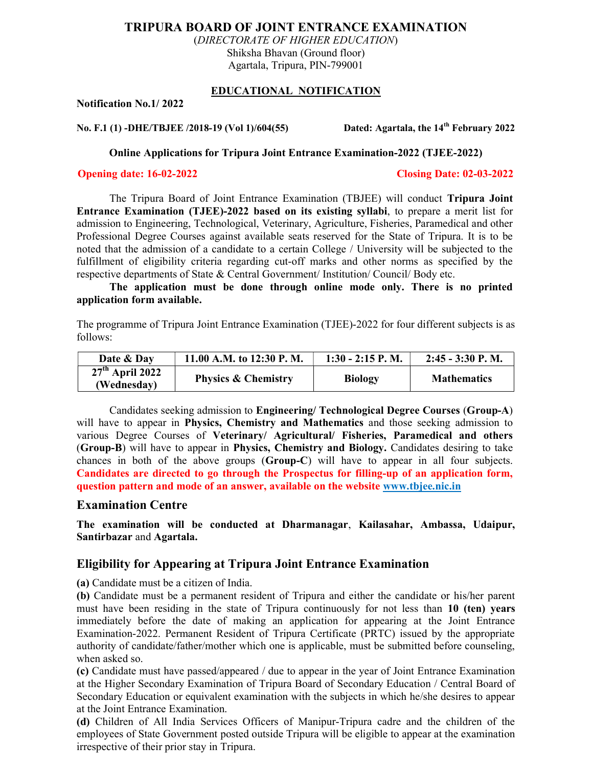# TRIPURA BOARD OF JOINT ENTRANCE EXAMINATION

(*DIRECTORATE OF HIGHER EDUCATION*)
Shiksha Bhavan (Ground floor)
Agartala, Tripura, PIN-799001

## EDUCATIONAL NOTIFICATION

**Notification No.1/ 2022**

**No. F.1 (1) -DHE/TBJEE /2018-19 (Vol 1)/604(55)** **Dated: Agartala, the 14th February 2022**

**Online Applications for Tripura Joint Entrance Examination-2022 (TJEE-2022)**

**Opening date: 16-02-2022** **Closing Date: 02-03-2022**

The Tripura Board of Joint Entrance Examination (TBJEE) will conduct **Tripura Joint Entrance Examination (TJEE)-2022 based on its existing syllabi**, to prepare a merit list for admission to Engineering, Technological, Veterinary, Agriculture, Fisheries, Paramedical and other Professional Degree Courses against available seats reserved for the State of Tripura. It is to be noted that the admission of a candidate to a certain College / University will be subjected to the fulfillment of eligibility criteria regarding cut-off marks and other norms as specified by the respective departments of State & Central Government/ Institution/ Council/ Body etc.

**The application must be done through online mode only. There is no printed application form available.**

The programme of Tripura Joint Entrance Examination (TJEE)-2022 for four different subjects is as follows:

| Date & Day | 11.00 A.M. to 12:30 P. M. | 1:30 - 2:15 P. M. | 2:45 - 3:30 P. M. |
|---|---|---|---|
| 27th April 2022 (Wednesday) | Physics & Chemistry | Biology | Mathematics |

Candidates seeking admission to **Engineering/ Technological Degree Courses** (**Group-A**) will have to appear in **Physics, Chemistry and Mathematics** and those seeking admission to various Degree Courses of **Veterinary/ Agricultural/ Fisheries, Paramedical and others** (**Group-B**) will have to appear in **Physics, Chemistry and Biology.** Candidates desiring to take chances in both of the above groups (**Group-C**) will have to appear in all four subjects. **Candidates are directed to go through the Prospectus for filling-up of an application form, question pattern and mode of an answer, available on the website www.tbjee.nic.in**

## Examination Centre

**The examination will be conducted at Dharmanagar**, **Kailasahar, Ambassa, Udaipur, Santirbazar** and **Agartala.**

## Eligibility for Appearing at Tripura Joint Entrance Examination

**(a)** Candidate must be a citizen of India.

**(b)** Candidate must be a permanent resident of Tripura and either the candidate or his/her parent must have been residing in the state of Tripura continuously for not less than **10 (ten) years** immediately before the date of making an application for appearing at the Joint Entrance Examination-2022. Permanent Resident of Tripura Certificate (PRTC) issued by the appropriate authority of candidate/father/mother which one is applicable, must be submitted before counseling, when asked so.

**(c)** Candidate must have passed/appeared / due to appear in the year of Joint Entrance Examination at the Higher Secondary Examination of Tripura Board of Secondary Education / Central Board of Secondary Education or equivalent examination with the subjects in which he/she desires to appear at the Joint Entrance Examination.

**(d)** Children of All India Services Officers of Manipur-Tripura cadre and the children of the employees of State Government posted outside Tripura will be eligible to appear at the examination irrespective of their prior stay in Tripura.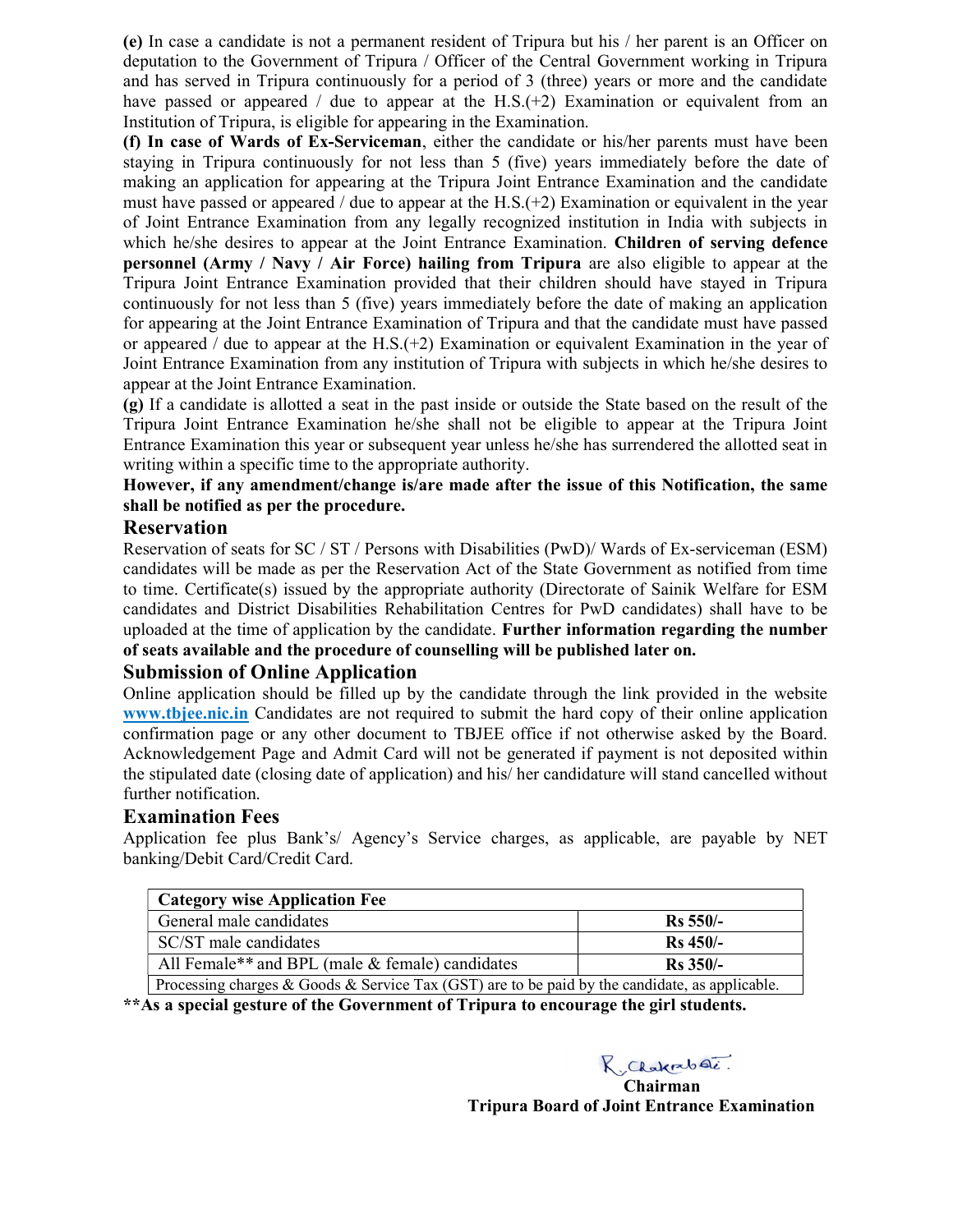**(e)** In case a candidate is not a permanent resident of Tripura but his / her parent is an Officer on deputation to the Government of Tripura / Officer of the Central Government working in Tripura and has served in Tripura continuously for a period of 3 (three) years or more and the candidate have passed or appeared / due to appear at the H.S.(+2) Examination or equivalent from an Institution of Tripura, is eligible for appearing in the Examination.

**(f) In case of Wards of Ex-Serviceman**, either the candidate or his/her parents must have been staying in Tripura continuously for not less than 5 (five) years immediately before the date of making an application for appearing at the Tripura Joint Entrance Examination and the candidate must have passed or appeared / due to appear at the H.S.(+2) Examination or equivalent in the year of Joint Entrance Examination from any legally recognized institution in India with subjects in which he/she desires to appear at the Joint Entrance Examination. **Children of serving defence personnel (Army / Navy / Air Force) hailing from Tripura** are also eligible to appear at the Tripura Joint Entrance Examination provided that their children should have stayed in Tripura continuously for not less than 5 (five) years immediately before the date of making an application for appearing at the Joint Entrance Examination of Tripura and that the candidate must have passed or appeared / due to appear at the H.S.(+2) Examination or equivalent Examination in the year of Joint Entrance Examination from any institution of Tripura with subjects in which he/she desires to appear at the Joint Entrance Examination.

**(g)** If a candidate is allotted a seat in the past inside or outside the State based on the result of the Tripura Joint Entrance Examination he/she shall not be eligible to appear at the Tripura Joint Entrance Examination this year or subsequent year unless he/she has surrendered the allotted seat in writing within a specific time to the appropriate authority.

**However, if any amendment/change is/are made after the issue of this Notification, the same shall be notified as per the procedure.**

## Reservation

Reservation of seats for SC / ST / Persons with Disabilities (PwD)/ Wards of Ex-serviceman (ESM) candidates will be made as per the Reservation Act of the State Government as notified from time to time. Certificate(s) issued by the appropriate authority (Directorate of Sainik Welfare for ESM candidates and District Disabilities Rehabilitation Centres for PwD candidates) shall have to be uploaded at the time of application by the candidate. **Further information regarding the number of seats available and the procedure of counselling will be published later on.**

## Submission of Online Application

Online application should be filled up by the candidate through the link provided in the website www.tbjee.nic.in Candidates are not required to submit the hard copy of their online application confirmation page or any other document to TBJEE office if not otherwise asked by the Board. Acknowledgement Page and Admit Card will not be generated if payment is not deposited within the stipulated date (closing date of application) and his/ her candidature will stand cancelled without further notification.

## Examination Fees

Application fee plus Bank's/ Agency's Service charges, as applicable, are payable by NET banking/Debit Card/Credit Card.

| **Category wise Application Fee** | |
|---|---|
| General male candidates | **Rs 550/-** |
| SC/ST male candidates | **Rs 450/-** |
| All Female** and BPL (male & female) candidates | **Rs 350/-** |
| Processing charges & Goods & Service Tax (GST) are to be paid by the candidate, as applicable. | |

****As a special gesture of the Government of Tripura to encourage the girl students.**

R. Chakrabarti

**Chairman**
**Tripura Board of Joint Entrance Examination**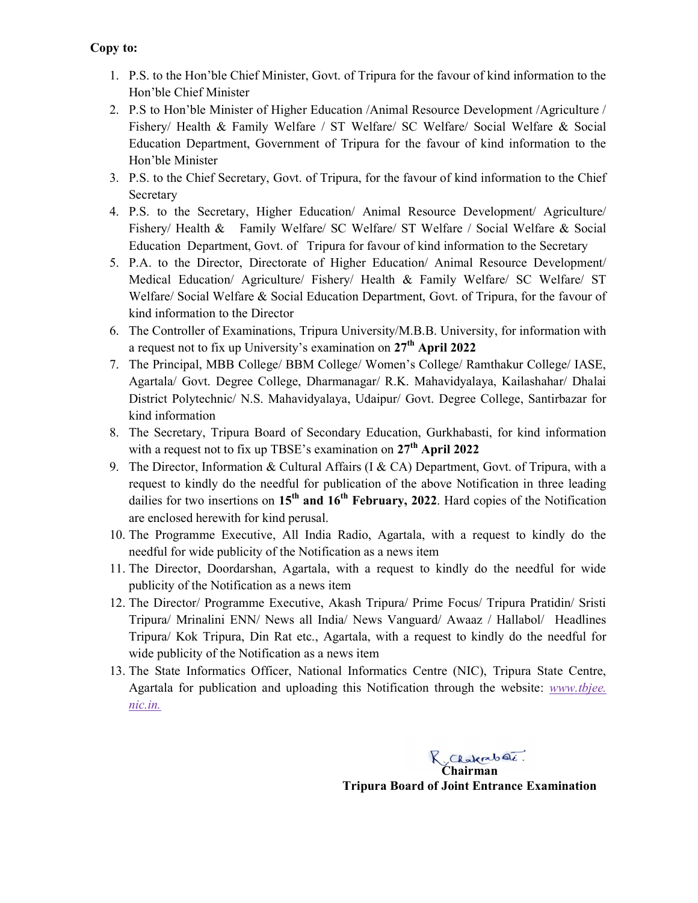**Copy to:**

1. P.S. to the Hon'ble Chief Minister, Govt. of Tripura for the favour of kind information to the Hon'ble Chief Minister
2. P.S to Hon'ble Minister of Higher Education /Animal Resource Development /Agriculture / Fishery/ Health & Family Welfare / ST Welfare/ SC Welfare/ Social Welfare & Social Education Department, Government of Tripura for the favour of kind information to the Hon'ble Minister
3. P.S. to the Chief Secretary, Govt. of Tripura, for the favour of kind information to the Chief Secretary
4. P.S. to the Secretary, Higher Education/ Animal Resource Development/ Agriculture/ Fishery/ Health & Family Welfare/ SC Welfare/ ST Welfare / Social Welfare & Social Education Department, Govt. of Tripura for favour of kind information to the Secretary
5. P.A. to the Director, Directorate of Higher Education/ Animal Resource Development/ Medical Education/ Agriculture/ Fishery/ Health & Family Welfare/ SC Welfare/ ST Welfare/ Social Welfare & Social Education Department, Govt. of Tripura, for the favour of kind information to the Director
6. The Controller of Examinations, Tripura University/M.B.B. University, for information with a request not to fix up University's examination on **27th April 2022**
7. The Principal, MBB College/ BBM College/ Women's College/ Ramthakur College/ IASE, Agartala/ Govt. Degree College, Dharmanagar/ R.K. Mahavidyalaya, Kailashahar/ Dhalai District Polytechnic/ N.S. Mahavidyalaya, Udaipur/ Govt. Degree College, Santirbazar for kind information
8. The Secretary, Tripura Board of Secondary Education, Gurkhabasti, for kind information with a request not to fix up TBSE's examination on **27th April 2022**
9. The Director, Information & Cultural Affairs (I & CA) Department, Govt. of Tripura, with a request to kindly do the needful for publication of the above Notification in three leading dailies for two insertions on **15th and 16th February, 2022**. Hard copies of the Notification are enclosed herewith for kind perusal.
10. The Programme Executive, All India Radio, Agartala, with a request to kindly do the needful for wide publicity of the Notification as a news item
11. The Director, Doordarshan, Agartala, with a request to kindly do the needful for wide publicity of the Notification as a news item
12. The Director/ Programme Executive, Akash Tripura/ Prime Focus/ Tripura Pratidin/ Sristi Tripura/ Mrinalini ENN/ News all India/ News Vanguard/ Awaaz / Hallabol/ Headlines Tripura/ Kok Tripura, Din Rat etc., Agartala, with a request to kindly do the needful for wide publicity of the Notification as a news item
13. The State Informatics Officer, National Informatics Centre (NIC), Tripura State Centre, Agartala for publication and uploading this Notification through the website: *www.tbjee.nic.in.*

R. Chakrabarti

**Chairman**

**Tripura Board of Joint Entrance Examination**